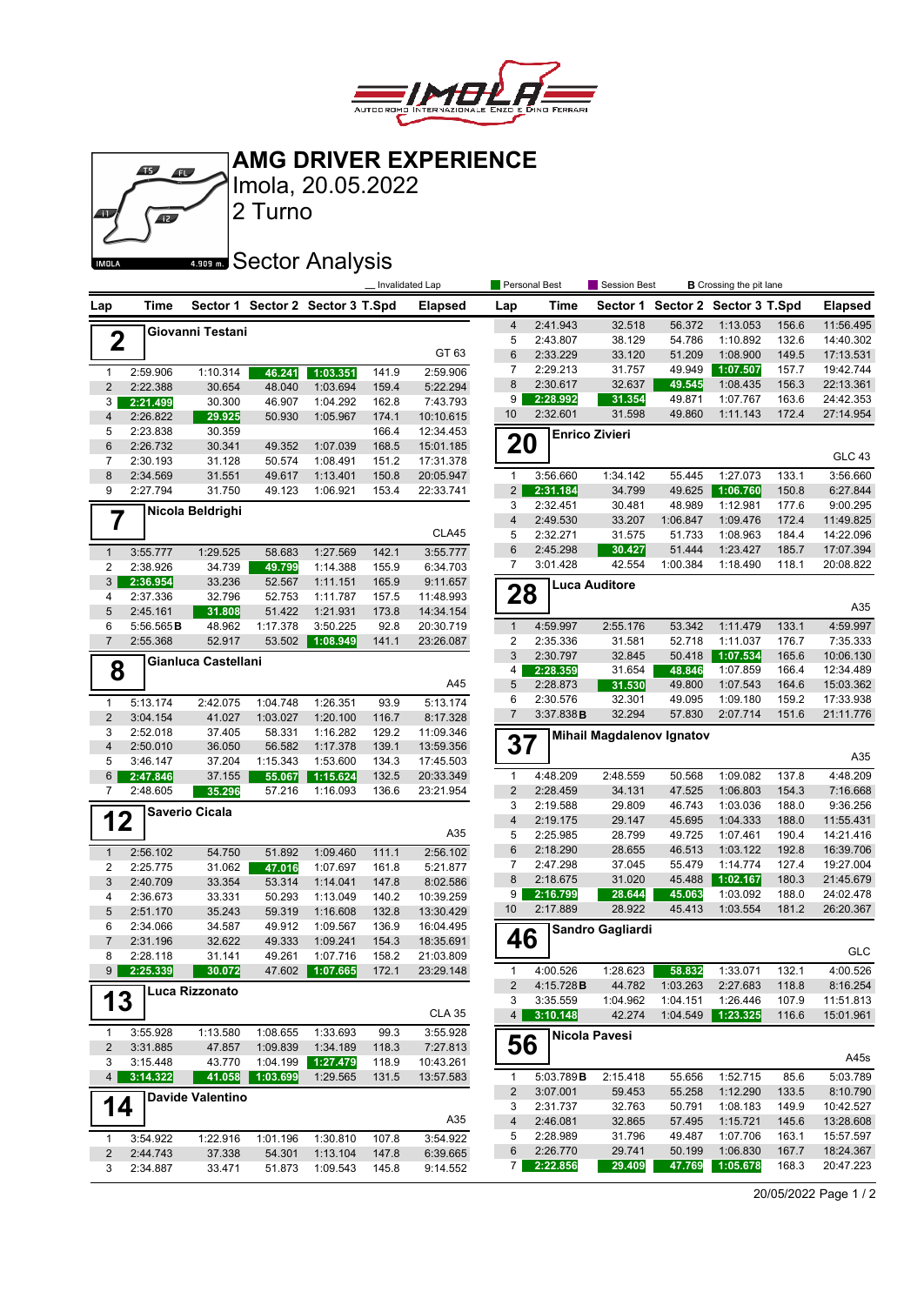# AMG DRIVER EXPERIENCE

Imola, 20.05.2022

2 Turno

## Sector Analysis

_ Invalidated Lap | Personal Best | Session Best | B Crossing the pit lane

### 2 Giovanni Testani — GT 63

| Lap | Time | Sector 1 | Sector 2 | Sector 3 | T.Spd | Elapsed |
|---|---|---|---|---|---|---|
| 1 | 2:59.906 | 1:10.314 | 46.241 | 1:03.351 | 141.9 | 2:59.906 |
| 2 | 2:22.388 | 30.654 | 48.040 | 1:03.694 | 159.4 | 5:22.294 |
| 3 | 2:21.499 | 30.300 | 46.907 | 1:04.292 | 162.8 | 7:43.793 |
| 4 | 2:26.822 | 29.925 | 50.930 | 1:05.967 | 174.1 | 10:10.615 |
| 5 | 2:23.838 | 30.359 | | | 166.4 | 12:34.453 |
| 6 | 2:26.732 | 30.341 | 49.352 | 1:07.039 | 168.5 | 15:01.185 |
| 7 | 2:30.193 | 31.128 | 50.574 | 1:08.491 | 151.2 | 17:31.378 |
| 8 | 2:34.569 | 31.551 | 49.617 | 1:13.401 | 150.8 | 20:05.947 |
| 9 | 2:27.794 | 31.750 | 49.123 | 1:06.921 | 153.4 | 22:33.741 |

### 7 Nicola Beldrighi — CLA45

| Lap | Time | Sector 1 | Sector 2 | Sector 3 | T.Spd | Elapsed |
|---|---|---|---|---|---|---|
| 1 | 3:55.777 | 1:29.525 | 58.683 | 1:27.569 | 142.1 | 3:55.777 |
| 2 | 2:38.926 | 34.739 | 49.799 | 1:14.388 | 155.9 | 6:34.703 |
| 3 | 2:36.954 | 33.236 | 52.567 | 1:11.151 | 165.9 | 9:11.657 |
| 4 | 2:37.336 | 32.796 | 52.753 | 1:11.787 | 157.5 | 11:48.993 |
| 5 | 2:45.161 | 31.808 | 51.422 | 1:21.931 | 173.8 | 14:34.154 |
| 6 | 5:56.565 B | 48.962 | 1:17.378 | 3:50.225 | 92.8 | 20:30.719 |
| 7 | 2:55.368 | 52.917 | 53.502 | 1:08.949 | 141.1 | 23:26.087 |

### 8 Gianluca Castellani — A45

| Lap | Time | Sector 1 | Sector 2 | Sector 3 | T.Spd | Elapsed |
|---|---|---|---|---|---|---|
| 1 | 5:13.174 | 2:42.075 | 1:04.748 | 1:26.351 | 93.9 | 5:13.174 |
| 2 | 3:04.154 | 41.027 | 1:03.027 | 1:20.100 | 116.7 | 8:17.328 |
| 3 | 2:52.018 | 37.405 | 58.331 | 1:16.282 | 129.2 | 11:09.346 |
| 4 | 2:50.010 | 36.050 | 56.582 | 1:17.378 | 139.1 | 13:59.356 |
| 5 | 3:46.147 | 37.204 | 1:15.343 | 1:53.600 | 134.3 | 17:45.503 |
| 6 | 2:47.846 | 37.155 | 55.067 | 1:15.624 | 132.5 | 20:33.349 |
| 7 | 2:48.605 | 35.296 | 57.216 | 1:16.093 | 136.6 | 23:21.954 |

### 12 Saverio Cicala — A35

| Lap | Time | Sector 1 | Sector 2 | Sector 3 | T.Spd | Elapsed |
|---|---|---|---|---|---|---|
| 1 | 2:56.102 | 54.750 | 51.892 | 1:09.460 | 111.1 | 2:56.102 |
| 2 | 2:25.775 | 31.062 | 47.016 | 1:07.697 | 161.8 | 5:21.877 |
| 3 | 2:40.709 | 33.354 | 53.314 | 1:14.041 | 147.8 | 8:02.586 |
| 4 | 2:36.673 | 33.331 | 50.293 | 1:13.049 | 140.2 | 10:39.259 |
| 5 | 2:51.170 | 35.243 | 59.319 | 1:16.608 | 132.8 | 13:30.429 |
| 6 | 2:34.066 | 34.587 | 49.912 | 1:09.567 | 136.9 | 16:04.495 |
| 7 | 2:31.196 | 32.622 | 49.333 | 1:09.241 | 154.3 | 18:35.691 |
| 8 | 2:28.118 | 31.141 | 49.261 | 1:07.716 | 158.2 | 21:03.809 |
| 9 | 2:25.339 | 30.072 | 47.602 | 1:07.665 | 172.1 | 23:29.148 |

### 13 Luca Rizzonato — CLA 35

| Lap | Time | Sector 1 | Sector 2 | Sector 3 | T.Spd | Elapsed |
|---|---|---|---|---|---|---|
| 1 | 3:55.928 | 1:13.580 | 1:08.655 | 1:33.693 | 99.3 | 3:55.928 |
| 2 | 3:31.885 | 47.857 | 1:09.839 | 1:34.189 | 118.3 | 7:27.813 |
| 3 | 3:15.448 | 43.770 | 1:04.199 | 1:27.479 | 118.9 | 10:43.261 |
| 4 | 3:14.322 | 41.058 | 1:03.699 | 1:29.565 | 131.5 | 13:57.583 |

### 14 Davide Valentino — A35

| Lap | Time | Sector 1 | Sector 2 | Sector 3 | T.Spd | Elapsed |
|---|---|---|---|---|---|---|
| 1 | 3:54.922 | 1:22.916 | 1:01.196 | 1:30.810 | 107.8 | 3:54.922 |
| 2 | 2:44.743 | 37.338 | 54.301 | 1:13.104 | 147.8 | 6:39.665 |
| 3 | 2:34.887 | 33.471 | 51.873 | 1:09.543 | 145.8 | 9:14.552 |
| 4 | 2:41.943 | 32.518 | 56.372 | 1:13.053 | 156.6 | 11:56.495 |
| 5 | 2:43.807 | 38.129 | 54.786 | 1:10.892 | 132.6 | 14:40.302 |
| 6 | 2:33.229 | 33.120 | 51.209 | 1:08.900 | 149.5 | 17:13.531 |
| 7 | 2:29.213 | 31.757 | 49.949 | 1:07.507 | 157.7 | 19:42.744 |
| 8 | 2:30.617 | 32.637 | 49.545 | 1:08.435 | 156.3 | 22:13.361 |
| 9 | 2:28.992 | 31.354 | 49.871 | 1:07.767 | 163.6 | 24:42.353 |
| 10 | 2:32.601 | 31.598 | 49.860 | 1:11.143 | 172.4 | 27:14.954 |

### 20 Enrico Zivieri — GLC 43

| Lap | Time | Sector 1 | Sector 2 | Sector 3 | T.Spd | Elapsed |
|---|---|---|---|---|---|---|
| 1 | 3:56.660 | 1:34.142 | 55.445 | 1:27.073 | 133.1 | 3:56.660 |
| 2 | 2:31.184 | 34.799 | 49.625 | 1:06.760 | 150.8 | 6:27.844 |
| 3 | 2:32.451 | 30.481 | 48.989 | 1:12.981 | 177.6 | 9:00.295 |
| 4 | 2:49.530 | 33.207 | 1:06.847 | 1:09.476 | 172.4 | 11:49.825 |
| 5 | 2:32.271 | 31.575 | 51.733 | 1:08.963 | 184.4 | 14:22.096 |
| 6 | 2:45.298 | 30.427 | 51.444 | 1:23.427 | 185.7 | 17:07.394 |
| 7 | 3:01.428 | 42.554 | 1:00.384 | 1:18.490 | 118.1 | 20:08.822 |

### 28 Luca Auditore — A35

| Lap | Time | Sector 1 | Sector 2 | Sector 3 | T.Spd | Elapsed |
|---|---|---|---|---|---|---|
| 1 | 4:59.997 | 2:55.176 | 53.342 | 1:11.479 | 133.1 | 4:59.997 |
| 2 | 2:35.336 | 31.581 | 52.718 | 1:11.037 | 176.7 | 7:35.333 |
| 3 | 2:30.797 | 32.845 | 50.418 | 1:07.534 | 165.6 | 10:06.130 |
| 4 | 2:28.359 | 31.654 | 48.846 | 1:07.859 | 166.4 | 12:34.489 |
| 5 | 2:28.873 | 31.530 | 49.800 | 1:07.543 | 164.6 | 15:03.362 |
| 6 | 2:30.576 | 32.301 | 49.095 | 1:09.180 | 159.2 | 17:33.938 |
| 7 | 3:37.838 B | 32.294 | 57.830 | 2:07.714 | 151.6 | 21:11.776 |

### 37 Mihail Magdalenov Ignatov — A35

| Lap | Time | Sector 1 | Sector 2 | Sector 3 | T.Spd | Elapsed |
|---|---|---|---|---|---|---|
| 1 | 4:48.209 | 2:48.559 | 50.568 | 1:09.082 | 137.8 | 4:48.209 |
| 2 | 2:28.459 | 34.131 | 47.525 | 1:06.803 | 154.3 | 7:16.668 |
| 3 | 2:19.588 | 29.809 | 46.743 | 1:03.036 | 188.0 | 9:36.256 |
| 4 | 2:19.175 | 29.147 | 45.695 | 1:04.333 | 188.0 | 11:55.431 |
| 5 | 2:25.985 | 28.799 | 49.725 | 1:07.461 | 190.4 | 14:21.416 |
| 6 | 2:18.290 | 28.655 | 46.513 | 1:03.122 | 192.8 | 16:39.706 |
| 7 | 2:47.298 | 37.045 | 55.479 | 1:14.774 | 127.4 | 19:27.004 |
| 8 | 2:18.675 | 31.020 | 45.488 | 1:02.167 | 180.3 | 21:45.679 |
| 9 | 2:16.799 | 28.644 | 45.063 | 1:03.092 | 188.0 | 24:02.478 |
| 10 | 2:17.889 | 28.922 | 45.413 | 1:03.554 | 181.2 | 26:20.367 |

### 46 Sandro Gagliardi — GLC

| Lap | Time | Sector 1 | Sector 2 | Sector 3 | T.Spd | Elapsed |
|---|---|---|---|---|---|---|
| 1 | 4:00.526 | 1:28.623 | 58.832 | 1:33.071 | 132.1 | 4:00.526 |
| 2 | 4:15.728 B | 44.782 | 1:03.263 | 2:27.683 | 118.8 | 8:16.254 |
| 3 | 3:35.559 | 1:04.962 | 1:04.151 | 1:26.446 | 107.9 | 11:51.813 |
| 4 | 3:10.148 | 42.274 | 1:04.549 | 1:23.325 | 116.6 | 15:01.961 |

### 56 Nicola Pavesi — A45s

| Lap | Time | Sector 1 | Sector 2 | Sector 3 | T.Spd | Elapsed |
|---|---|---|---|---|---|---|
| 1 | 5:03.789 B | 2:15.418 | 55.656 | 1:52.715 | 85.6 | 5:03.789 |
| 2 | 3:07.001 | 59.453 | 55.258 | 1:12.290 | 133.5 | 8:10.790 |
| 3 | 2:31.737 | 32.763 | 50.791 | 1:08.183 | 149.9 | 10:42.527 |
| 4 | 2:46.081 | 32.865 | 57.495 | 1:15.721 | 145.6 | 13:28.608 |
| 5 | 2:28.989 | 31.796 | 49.487 | 1:07.706 | 163.1 | 15:57.597 |
| 6 | 2:26.770 | 29.741 | 50.199 | 1:06.830 | 167.7 | 18:24.367 |
| 7 | 2:22.856 | 29.409 | 47.769 | 1:05.678 | 168.3 | 20:47.223 |

20/05/2022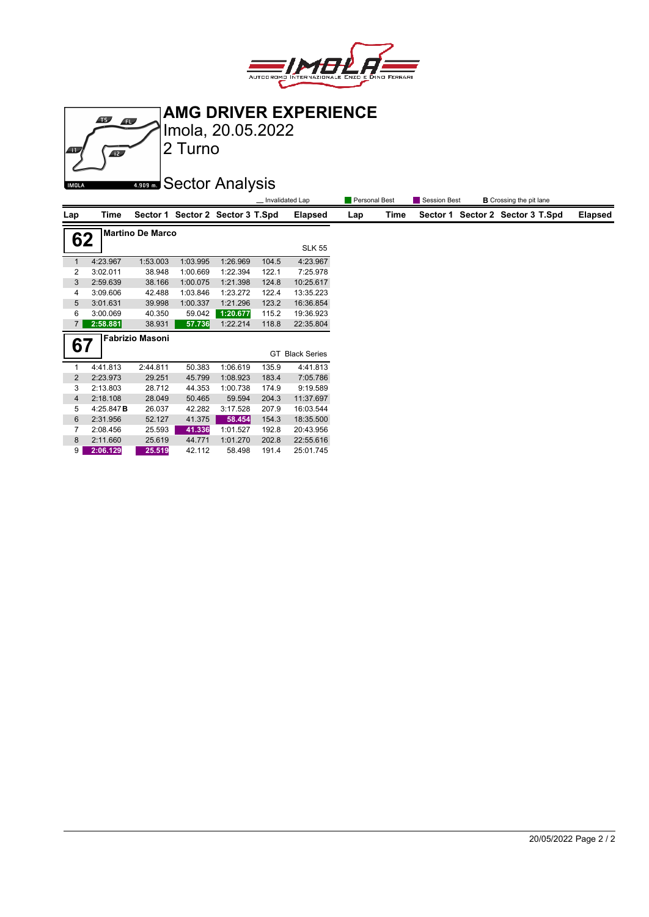# AMG DRIVER EXPERIENCE

Imola, 20.05.2022

2 Turno

## Sector Analysis

__ Invalidated Lap | Personal Best | Session Best | **B** Crossing the pit lane

IMOLA 4.909 m.

### 62 Martino De Marco — SLK 55

| Lap | Time | Sector 1 | Sector 2 | Sector 3 | T.Spd | Elapsed |
|---|---|---|---|---|---|---|
| 1 | 4:23.967 | 1:53.003 | 1:03.995 | 1:26.969 | 104.5 | 4:23.967 |
| 2 | 3:02.011 | 38.948 | 1:00.669 | 1:22.394 | 122.1 | 7:25.978 |
| 3 | 2:59.639 | 38.166 | 1:00.075 | 1:21.398 | 124.8 | 10:25.617 |
| 4 | 3:09.606 | 42.488 | 1:03.846 | 1:23.272 | 122.4 | 13:35.223 |
| 5 | 3:01.631 | 39.998 | 1:00.337 | 1:21.296 | 123.2 | 16:36.854 |
| 6 | 3:00.069 | 40.350 | 59.042 | 1:20.677 | 115.2 | 19:36.923 |
| 7 | 2:58.881 | 38.931 | 57.736 | 1:22.214 | 118.8 | 22:35.804 |

### 67 Fabrizio Masoni — GT Black Series

| Lap | Time | Sector 1 | Sector 2 | Sector 3 | T.Spd | Elapsed |
|---|---|---|---|---|---|---|
| 1 | 4:41.813 | 2:44.811 | 50.383 | 1:06.619 | 135.9 | 4:41.813 |
| 2 | 2:23.973 | 29.251 | 45.799 | 1:08.923 | 183.4 | 7:05.786 |
| 3 | 2:13.803 | 28.712 | 44.353 | 1:00.738 | 174.9 | 9:19.589 |
| 4 | 2:18.108 | 28.049 | 50.465 | 59.594 | 204.3 | 11:37.697 |
| 5 | 4:25.847 **B** | 26.037 | 42.282 | 3:17.528 | 207.9 | 16:03.544 |
| 6 | 2:31.956 | 52.127 | 41.375 | 58.454 | 154.3 | 18:35.500 |
| 7 | 2:08.456 | 25.593 | 41.336 | 1:01.527 | 192.8 | 20:43.956 |
| 8 | 2:11.660 | 25.619 | 44.771 | 1:01.270 | 202.8 | 22:55.616 |
| 9 | 2:06.129 | 25.519 | 42.112 | 58.498 | 191.4 | 25:01.745 |

20/05/2022